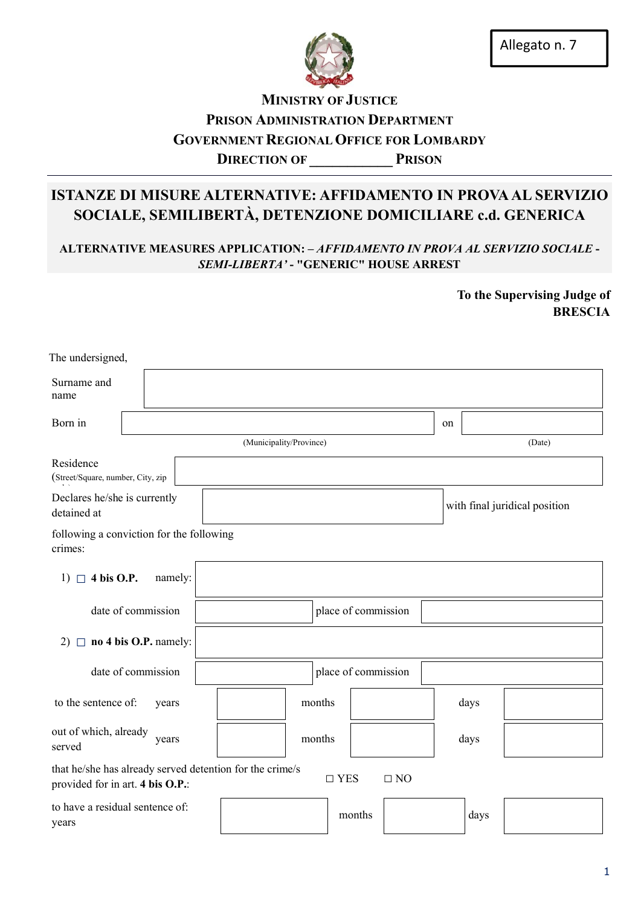Allegato n. 7

**MINISTRY OF JUSTICE**
**PRISON ADMINISTRATION DEPARTMENT**
**GOVERNMENT REGIONAL OFFICE FOR LOMBARDY**
**DIRECTION OF ____________ PRISON**

# ISTANZE DI MISURE ALTERNATIVE: AFFIDAMENTO IN PROVA AL SERVIZIO SOCIALE, SEMILIBERTÀ, DETENZIONE DOMICILIARE c.d. GENERICA

**ALTERNATIVE MEASURES APPLICATION: – *AFFIDAMENTO IN PROVA AL SERVIZIO SOCIALE* - *SEMI-LIBERTA'* - "GENERIC" HOUSE ARREST**

**To the Supervising Judge of BRESCIA**

The undersigned,

| | | | |
|---|---|---|---|
| Surname and name | | | |
| Born in | (Municipality/Province) | on | (Date) |
| Residence (Street/Square, number, City, zip code) | | | |
| Declares he/she is currently detained at | | with final juridical position | |

following a conviction for the following crimes:

| | | | |
|---|---|---|---|
| 1) ☐ **4 bis O.P.** namely: | | | |
| date of commission | | place of commission | |
| 2) ☐ **no 4 bis O.P.** namely: | | | |
| date of commission | | place of commission | |

| | | | | | | |
|---|---|---|---|---|---|---|
| to the sentence of: | years | | months | | days | |
| out of which, already served | years | | months | | days | |

that he/she has already served detention for the crime/s provided for in art. **4 bis O.P.**: ☐ YES ☐ NO

| | | | | | |
|---|---|---|---|---|---|
| to have a residual sentence of: years | | months | | days | |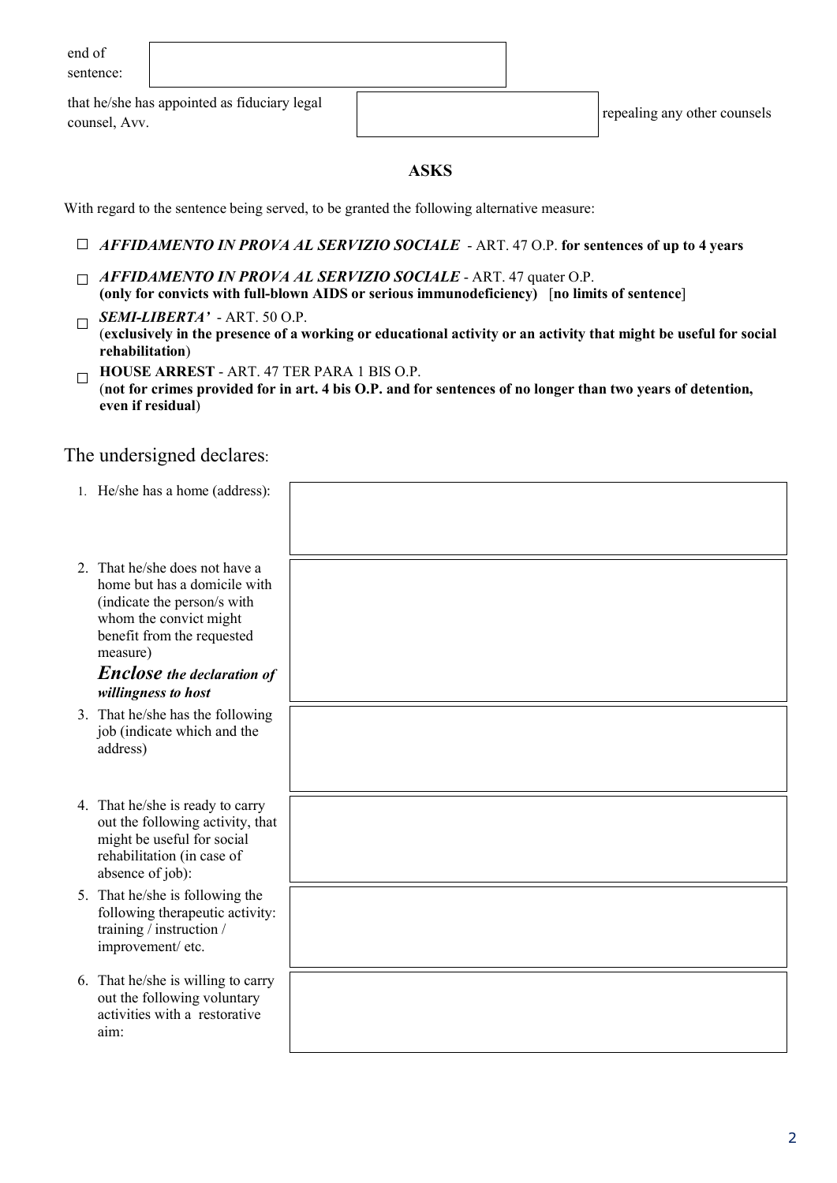end of sentence: 

that he/she has appointed as fiduciary legal counsel, Avv. repealing any other counsels

**ASKS**

With regard to the sentence being served, to be granted the following alternative measure:

- ☐ ***AFFIDAMENTO IN PROVA AL SERVIZIO SOCIALE*** - ART. 47 O.P. **for sentences of up to 4 years**
- ☐ ***AFFIDAMENTO IN PROVA AL SERVIZIO SOCIALE*** - ART. 47 quater O.P. **(only for convicts with full-blown AIDS or serious immunodeficiency)** [**no limits of sentence**]
- ☐ ***SEMI-LIBERTA'*** - ART. 50 O.P. (**exclusively in the presence of a working or educational activity or an activity that might be useful for social rehabilitation**)
- ☐ **HOUSE ARREST** - ART. 47 TER PARA 1 BIS O.P. (**not for crimes provided for in art. 4 bis O.P. and for sentences of no longer than two years of detention, even if residual**)

## The undersigned declares:

| | |
|---|---|
| 1. He/she has a home (address): | |
| 2. That he/she does not have a home but has a domicile with (indicate the person/s with whom the convict might benefit from the requested measure) ***Enclose the declaration of willingness to host*** | |
| 3. That he/she has the following job (indicate which and the address) | |
| 4. That he/she is ready to carry out the following activity, that might be useful for social rehabilitation (in case of absence of job): | |
| 5. That he/she is following the following therapeutic activity: training / instruction / improvement/ etc. | |
| 6. That he/she is willing to carry out the following voluntary activities with a restorative aim: | |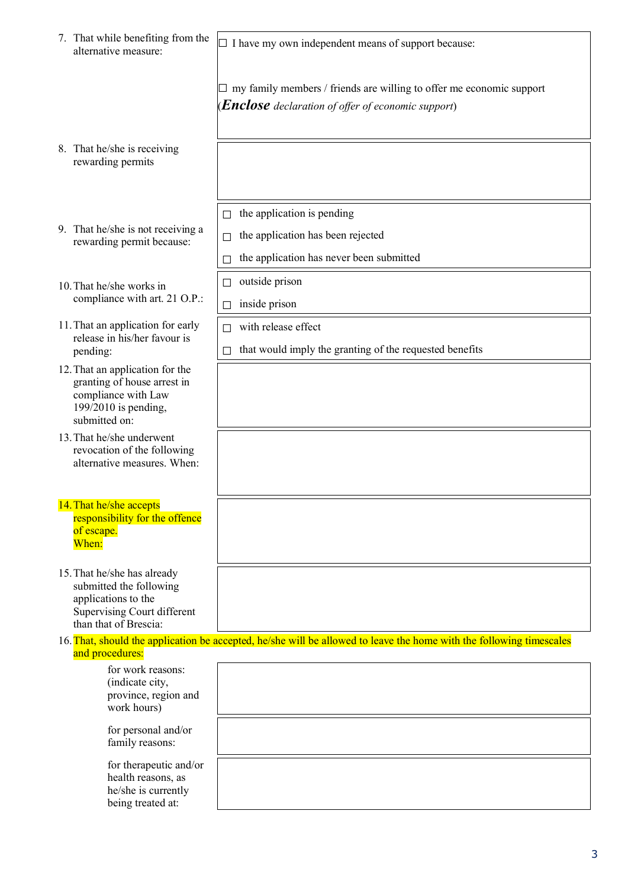| | |
|---|---|
| 7. That while benefiting from the alternative measure: | ☐ I have my own independent means of support because:<br><br>☐ my family members / friends are willing to offer me economic support (***Enclose*** *declaration of offer of economic support*) |
| 8. That he/she is receiving rewarding permits | |
| 9. That he/she is not receiving a rewarding permit because: | ☐ the application is pending<br>☐ the application has been rejected<br>☐ the application has never been submitted |
| 10. That he/she works in compliance with art. 21 O.P.: | ☐ outside prison<br>☐ inside prison |
| 11. That an application for early release in his/her favour is pending: | ☐ with release effect<br>☐ that would imply the granting of the requested benefits |
| 12. That an application for the granting of house arrest in compliance with Law 199/2010 is pending, submitted on: | |
| 13. That he/she underwent revocation of the following alternative measures. When: | |
| 14. That he/she accepts responsibility for the offence of escape. When: | |
| 15. That he/she has already submitted the following applications to the Supervising Court different than that of Brescia: | |

16. That, should the application be accepted, he/she will be allowed to leave the home with the following timescales and procedures:

| | |
|---|---|
| for work reasons: (indicate city, province, region and work hours) | |
| for personal and/or family reasons: | |
| for therapeutic and/or health reasons, as he/she is currently being treated at: | |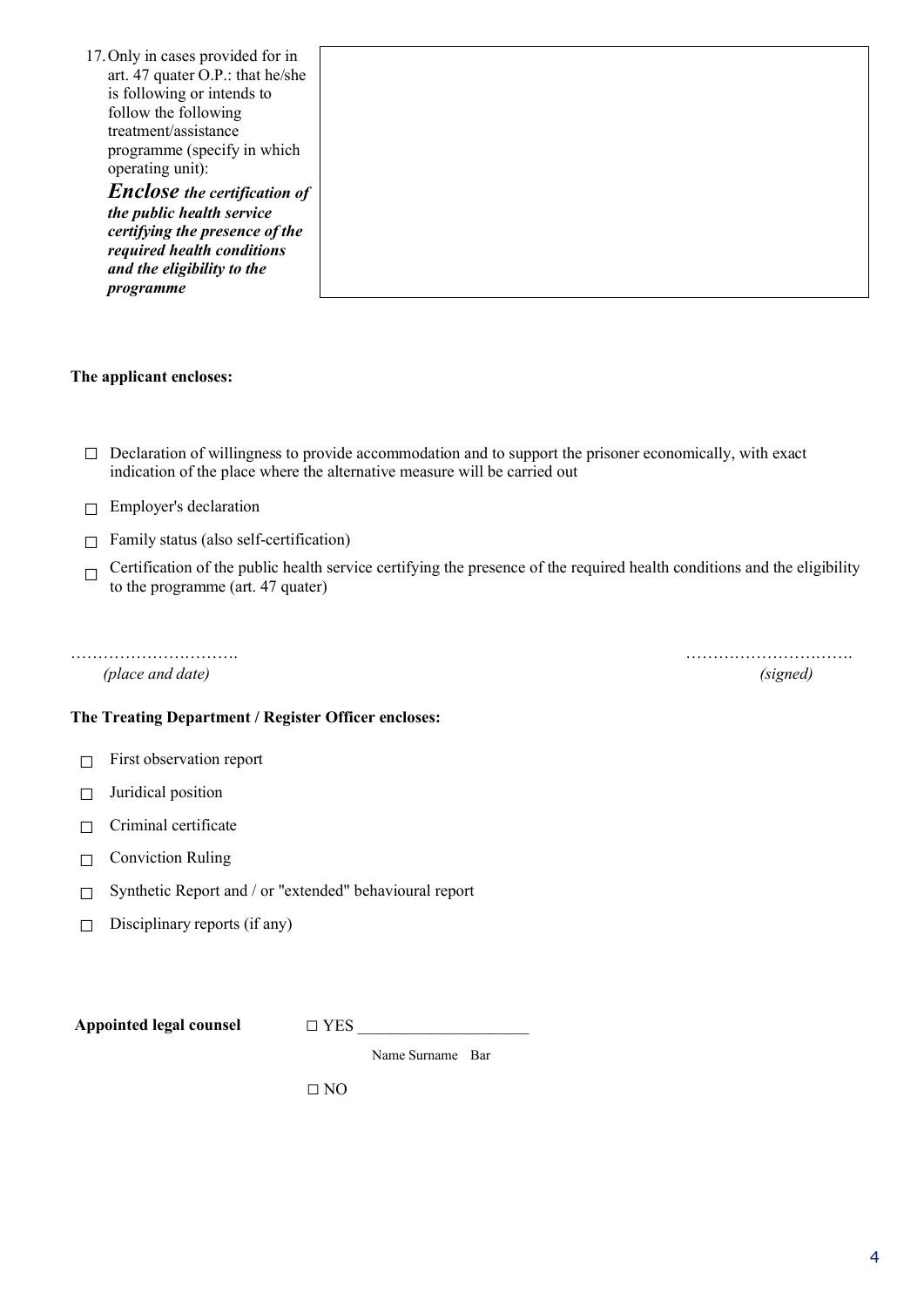| | |
|---|---|
| 17. Only in cases provided for in art. 47 quater O.P.: that he/she is following or intends to follow the following treatment/assistance programme (specify in which operating unit): ***Enclose the certification of the public health service certifying the presence of the required health conditions and the eligibility to the programme*** | |

**The applicant encloses:**

- ☐ Declaration of willingness to provide accommodation and to support the prisoner economically, with exact indication of the place where the alternative measure will be carried out
- ☐ Employer's declaration
- ☐ Family status (also self-certification)
- ☐ Certification of the public health service certifying the presence of the required health conditions and the eligibility to the programme (art. 47 quater)

………………………….
*(place and date)*

………………………….
*(signed)*

**The Treating Department / Register Officer encloses:**

- ☐ First observation report
- ☐ Juridical position
- ☐ Criminal certificate
- ☐ Conviction Ruling
- ☐ Synthetic Report and / or "extended" behavioural report
- ☐ Disciplinary reports (if any)

**Appointed legal counsel** ☐ YES ____________________

Name Surname Bar

☐ NO